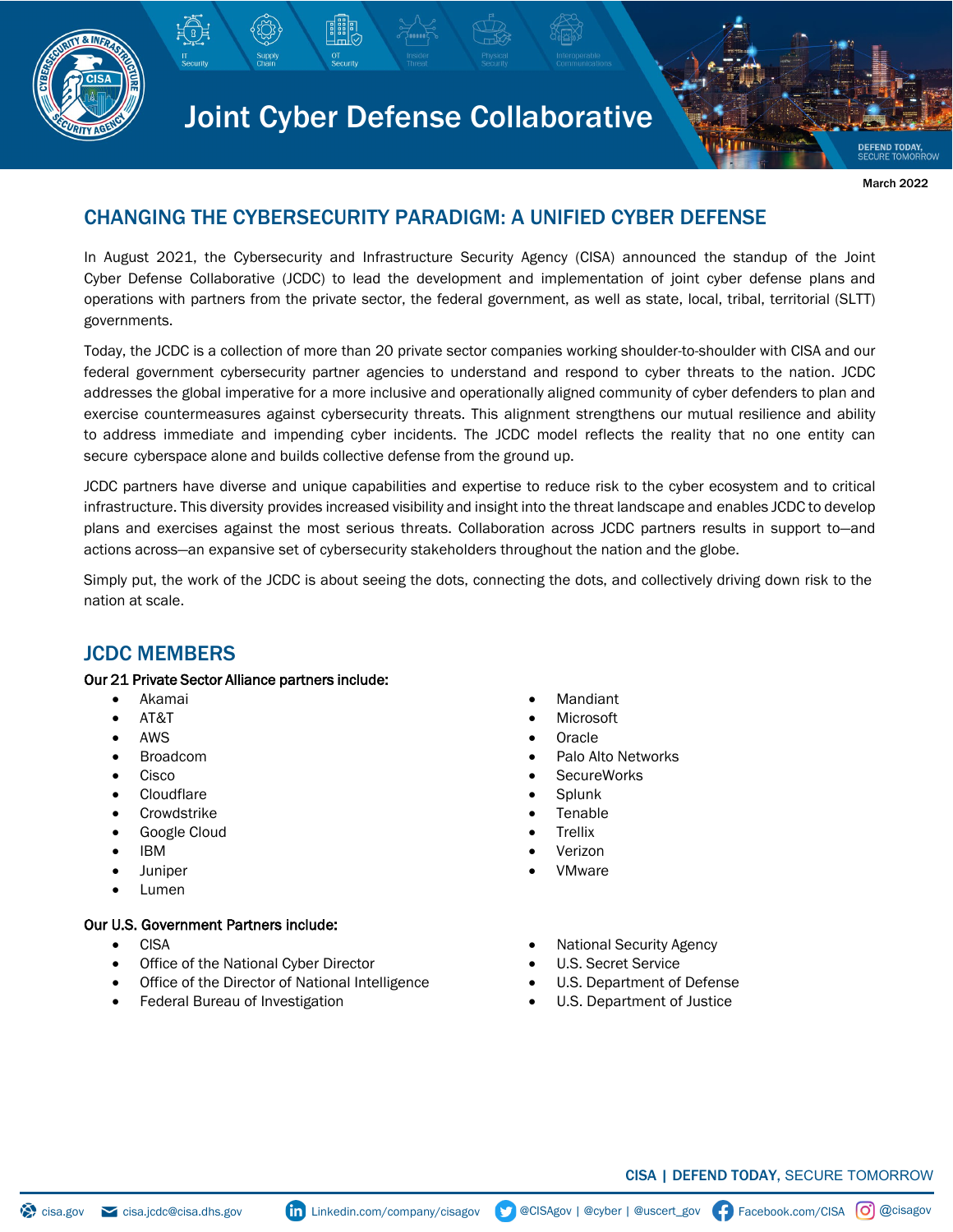# Joint Cyber Defense Collaborative

March 2022

## CHANGING THE CYBERSECURITY PARADIGM: A UNIFIED CYBER DEFENSE

In August 2021, the Cybersecurity and Infrastructure Security Agency (CISA) announced the standup of the Joint Cyber Defense Collaborative (JCDC) to lead the development and implementation of joint cyber defense plans and operations with partners from the private sector, the federal government, as well as state, local, tribal, territorial (SLTT) governments.

Today, the JCDC is a collection of more than 20 private sector companies working shoulder-to-shoulder with CISA and our federal government cybersecurity partner agencies to understand and respond to cyber threats to the nation. JCDC addresses the global imperative for a more inclusive and operationally aligned community of cyber defenders to plan and exercise countermeasures against cybersecurity threats. This alignment strengthens our mutual resilience and ability to address immediate and impending cyber incidents. The JCDC model reflects the reality that no one entity can secure cyberspace alone and builds collective defense from the ground up.

JCDC partners have diverse and unique capabilities and expertise to reduce risk to the cyber ecosystem and to critical infrastructure. This diversity provides increased visibility and insight into the threat landscape and enables JCDC to develop plans and exercises against the most serious threats. Collaboration across JCDC partners results in support to—and actions across—an expansive set of cybersecurity stakeholders throughout the nation and the globe.

Simply put, the work of the JCDC is about seeing the dots, connecting the dots, and collectively driving down risk to the nation at scale.

## JCDC MEMBERS

**Our 21 Private Sector Alliance partners include:**

- Akamai
- AT&T
- AWS
- Broadcom
- Cisco
- Cloudflare
- Crowdstrike
- Google Cloud
- IBM
- Juniper
- Lumen
- Mandiant
- Microsoft
- Oracle
- Palo Alto Networks
- SecureWorks
- Splunk
- Tenable
- Trellix
- Verizon
- VMware

**Our U.S. Government Partners include:**

- CISA
- Office of the National Cyber Director
- Office of the Director of National Intelligence
- Federal Bureau of Investigation
- National Security Agency
- U.S. Secret Service
- U.S. Department of Defense
- U.S. Department of Justice

CISA | DEFEND TODAY, SECURE TOMORROW

cisa.gov | cisa.jcdc@cisa.dhs.gov | Linkedin.com/company/cisagov | @CISAgov | @cyber | @uscert_gov | Facebook.com/CISA | @cisagov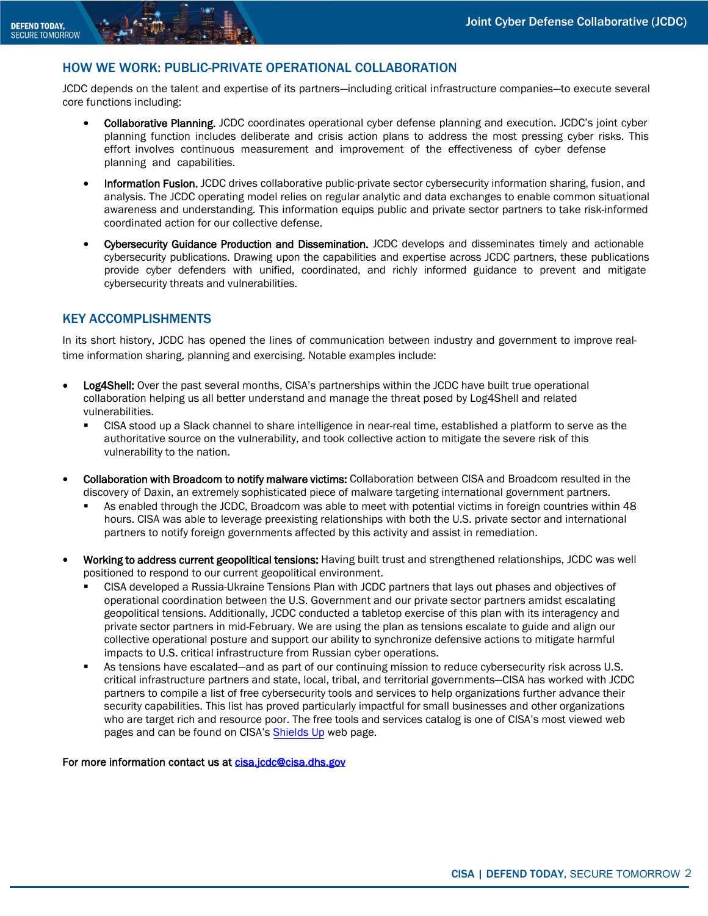## HOW WE WORK: PUBLIC-PRIVATE OPERATIONAL COLLABORATION

JCDC depends on the talent and expertise of its partners—including critical infrastructure companies—to execute several core functions including:

- **Collaborative Planning.** JCDC coordinates operational cyber defense planning and execution. JCDC's joint cyber planning function includes deliberate and crisis action plans to address the most pressing cyber risks. This effort involves continuous measurement and improvement of the effectiveness of cyber defense planning and capabilities.
- **Information Fusion.** JCDC drives collaborative public-private sector cybersecurity information sharing, fusion, and analysis. The JCDC operating model relies on regular analytic and data exchanges to enable common situational awareness and understanding. This information equips public and private sector partners to take risk-informed coordinated action for our collective defense.
- **Cybersecurity Guidance Production and Dissemination.** JCDC develops and disseminates timely and actionable cybersecurity publications. Drawing upon the capabilities and expertise across JCDC partners, these publications provide cyber defenders with unified, coordinated, and richly informed guidance to prevent and mitigate cybersecurity threats and vulnerabilities.

## KEY ACCOMPLISHMENTS

In its short history, JCDC has opened the lines of communication between industry and government to improve real-time information sharing, planning and exercising. Notable examples include:

- **Log4Shell:** Over the past several months, CISA's partnerships within the JCDC have built true operational collaboration helping us all better understand and manage the threat posed by Log4Shell and related vulnerabilities.
  - CISA stood up a Slack channel to share intelligence in near-real time, established a platform to serve as the authoritative source on the vulnerability, and took collective action to mitigate the severe risk of this vulnerability to the nation.
- **Collaboration with Broadcom to notify malware victims:** Collaboration between CISA and Broadcom resulted in the discovery of Daxin, an extremely sophisticated piece of malware targeting international government partners.
  - As enabled through the JCDC, Broadcom was able to meet with potential victims in foreign countries within 48 hours. CISA was able to leverage preexisting relationships with both the U.S. private sector and international partners to notify foreign governments affected by this activity and assist in remediation.
- **Working to address current geopolitical tensions:** Having built trust and strengthened relationships, JCDC was well positioned to respond to our current geopolitical environment.
  - CISA developed a Russia-Ukraine Tensions Plan with JCDC partners that lays out phases and objectives of operational coordination between the U.S. Government and our private sector partners amidst escalating geopolitical tensions. Additionally, JCDC conducted a tabletop exercise of this plan with its interagency and private sector partners in mid-February. We are using the plan as tensions escalate to guide and align our collective operational posture and support our ability to synchronize defensive actions to mitigate harmful impacts to U.S. critical infrastructure from Russian cyber operations.
  - As tensions have escalated—and as part of our continuing mission to reduce cybersecurity risk across U.S. critical infrastructure partners and state, local, tribal, and territorial governments—CISA has worked with JCDC partners to compile a list of free cybersecurity tools and services to help organizations further advance their security capabilities. This list has proved particularly impactful for small businesses and other organizations who are target rich and resource poor. The free tools and services catalog is one of CISA's most viewed web pages and can be found on CISA's Shields Up web page.

**For more information contact us at** cisa.jcdc@cisa.dhs.gov